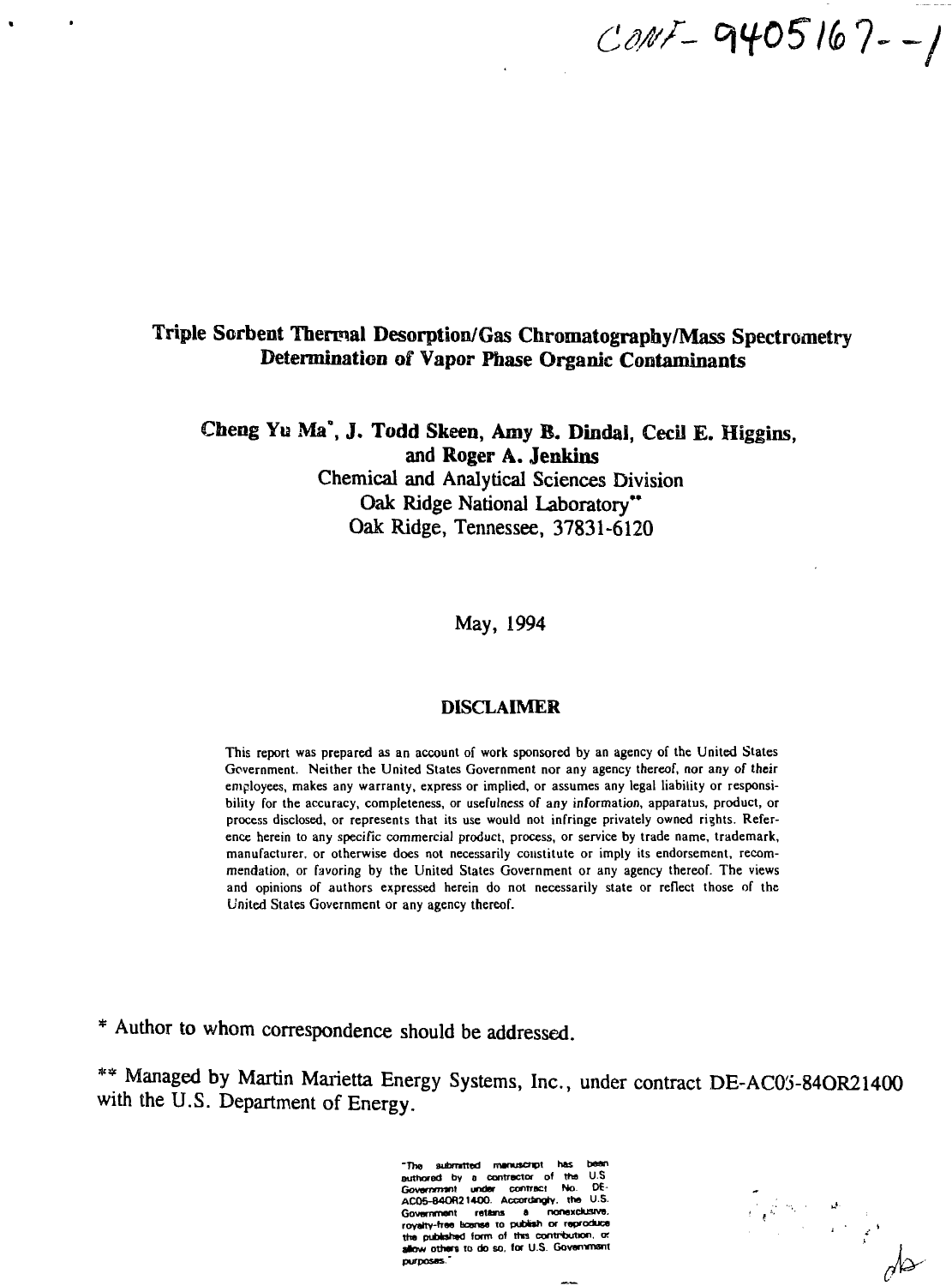CONF-9405167--1

# Triple Sorbent Thermal Desorption/Gas Chromatography/Mass Spectrometry Determination of Vapor Phase Organic Contaminants

**Cheng Yu Ma*, J. Todd Skeen, Amy B. Dindal, Cecil E. Higgins, and Roger A. Jenkins**

Chemical and Analytical Sciences Division
Oak Ridge National Laboratory**
Oak Ridge, Tennessee, 37831-6120

May, 1994

## DISCLAIMER

This report was prepared as an account of work sponsored by an agency of the United States Government. Neither the United States Government nor any agency thereof, nor any of their employees, makes any warranty, express or implied, or assumes any legal liability or responsibility for the accuracy, completeness, or usefulness of any information, apparatus, product, or process disclosed, or represents that its use would not infringe privately owned rights. Reference herein to any specific commercial product, process, or service by trade name, trademark, manufacturer, or otherwise does not necessarily constitute or imply its endorsement, recommendation, or favoring by the United States Government or any agency thereof. The views and opinions of authors expressed herein do not necessarily state or reflect those of the United States Government or any agency thereof.

\* Author to whom correspondence should be addressed.

\** Managed by Martin Marietta Energy Systems, Inc., under contract DE-AC05-84OR21400 with the U.S. Department of Energy.

"The submitted manuscript has been authored by a contractor of the U.S. Government under contract No. DE-AC05-84OR21400. Accordingly, the U.S. Government retains a nonexclusive, royalty-free license to publish or reproduce the published form of this contribution, or allow others to do so, for U.S. Government purposes."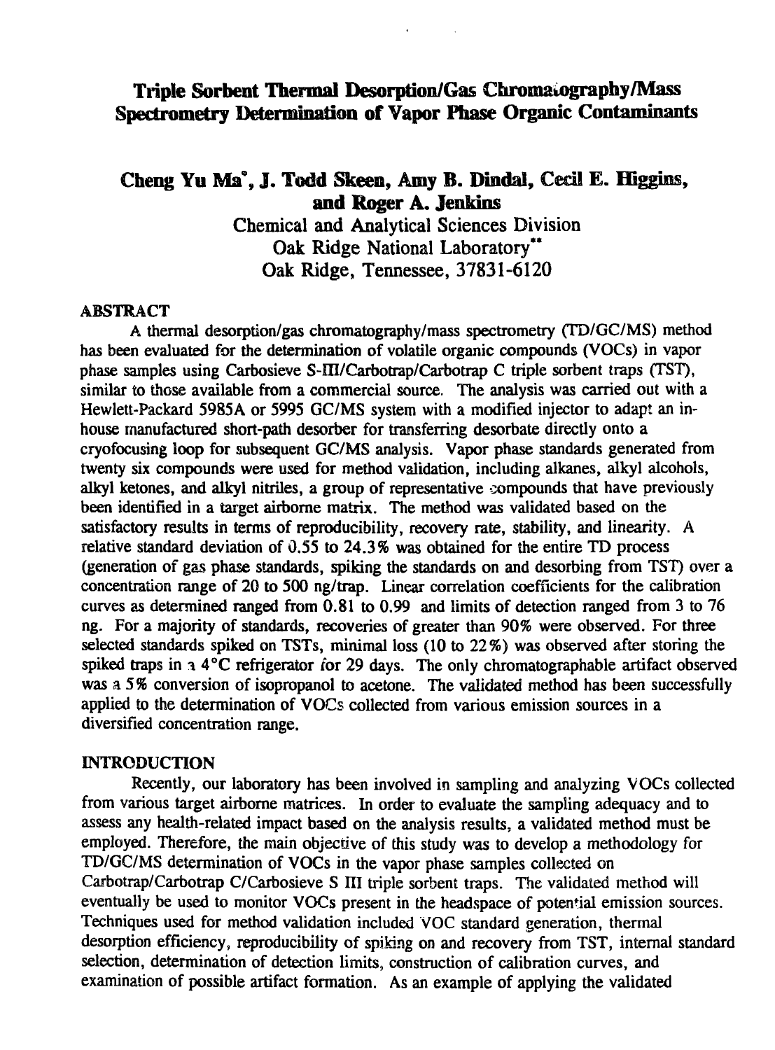# Triple Sorbent Thermal Desorption/Gas Chromatography/Mass Spectrometry Determination of Vapor Phase Organic Contaminants

**Cheng Yu Ma*, J. Todd Skeen, Amy B. Dindal, Cecil E. Higgins, and Roger A. Jenkins**

Chemical and Analytical Sciences Division
Oak Ridge National Laboratory**
Oak Ridge, Tennessee, 37831-6120

## ABSTRACT

A thermal desorption/gas chromatography/mass spectrometry (TD/GC/MS) method has been evaluated for the determination of volatile organic compounds (VOCs) in vapor phase samples using Carbosieve S-III/Carbotrap/Carbotrap C triple sorbent traps (TST), similar to those available from a commercial source. The analysis was carried out with a Hewlett-Packard 5985A or 5995 GC/MS system with a modified injector to adapt an in-house manufactured short-path desorber for transferring desorbate directly onto a cryofocusing loop for subsequent GC/MS analysis. Vapor phase standards generated from twenty six compounds were used for method validation, including alkanes, alkyl alcohols, alkyl ketones, and alkyl nitriles, a group of representative compounds that have previously been identified in a target airborne matrix. The method was validated based on the satisfactory results in terms of reproducibility, recovery rate, stability, and linearity. A relative standard deviation of 0.55 to 24.3% was obtained for the entire TD process (generation of gas phase standards, spiking the standards on and desorbing from TST) over a concentration range of 20 to 500 ng/trap. Linear correlation coefficients for the calibration curves as determined ranged from 0.81 to 0.99 and limits of detection ranged from 3 to 76 ng. For a majority of standards, recoveries of greater than 90% were observed. For three selected standards spiked on TSTs, minimal loss (10 to 22%) was observed after storing the spiked traps in a 4°C refrigerator for 29 days. The only chromatographable artifact observed was a 5% conversion of isopropanol to acetone. The validated method has been successfully applied to the determination of VOCs collected from various emission sources in a diversified concentration range.

## INTRODUCTION

Recently, our laboratory has been involved in sampling and analyzing VOCs collected from various target airborne matrices. In order to evaluate the sampling adequacy and to assess any health-related impact based on the analysis results, a validated method must be employed. Therefore, the main objective of this study was to develop a methodology for TD/GC/MS determination of VOCs in the vapor phase samples collected on Carbotrap/Carbotrap C/Carbosieve S III triple sorbent traps. The validated method will eventually be used to monitor VOCs present in the headspace of potential emission sources. Techniques used for method validation included VOC standard generation, thermal desorption efficiency, reproducibility of spiking on and recovery from TST, internal standard selection, determination of detection limits, construction of calibration curves, and examination of possible artifact formation. As an example of applying the validated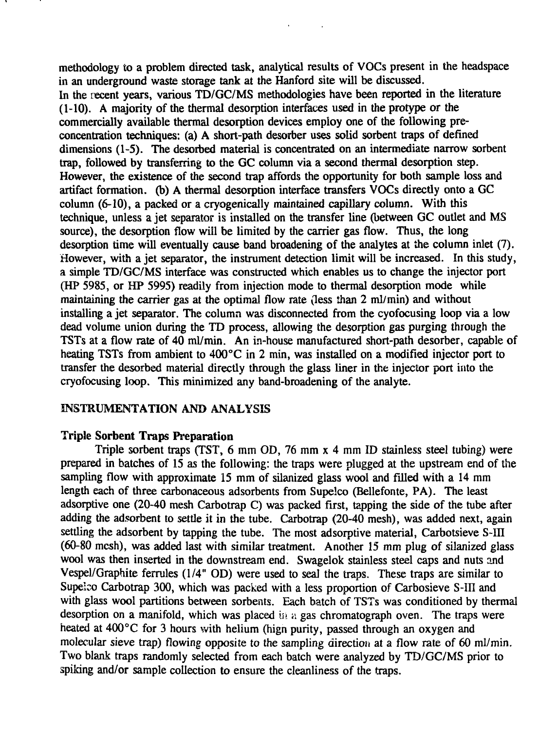methodology to a problem directed task, analytical results of VOCs present in the headspace in an underground waste storage tank at the Hanford site will be discussed.

In the recent years, various TD/GC/MS methodologies have been reported in the literature (1-10). A majority of the thermal desorption interfaces used in the protype or the commercially available thermal desorption devices employ one of the following pre-concentration techniques: (a) A short-path desorber uses solid sorbent traps of defined dimensions (1-5). The desorbed material is concentrated on an intermediate narrow sorbent trap, followed by transferring to the GC column via a second thermal desorption step. However, the existence of the second trap affords the opportunity for both sample loss and artifact formation. (b) A thermal desorption interface transfers VOCs directly onto a GC column (6-10), a packed or a cryogenically maintained capillary column. With this technique, unless a jet separator is installed on the transfer line (between GC outlet and MS source), the desorption flow will be limited by the carrier gas flow. Thus, the long desorption time will eventually cause band broadening of the analytes at the column inlet (7). However, with a jet separator, the instrument detection limit will be increased. In this study, a simple TD/GC/MS interface was constructed which enables us to change the injector port (HP 5985, or HP 5995) readily from injection mode to thermal desorption mode while maintaining the carrier gas at the optimal flow rate (less than 2 ml/min) and without installing a jet separator. The column was disconnected from the cyofocusing loop via a low dead volume union during the TD process, allowing the desorption gas purging through the TSTs at a flow rate of 40 ml/min. An in-house manufactured short-path desorber, capable of heating TSTs from ambient to 400°C in 2 min, was installed on a modified injector port to transfer the desorbed material directly through the glass liner in the injector port into the cryofocusing loop. This minimized any band-broadening of the analyte.

## INSTRUMENTATION AND ANALYSIS

### Triple Sorbent Traps Preparation

Triple sorbent traps (TST, 6 mm OD, 76 mm x 4 mm ID stainless steel tubing) were prepared in batches of 15 as the following: the traps were plugged at the upstream end of the sampling flow with approximate 15 mm of silanized glass wool and filled with a 14 mm length each of three carbonaceous adsorbents from Supelco (Bellefonte, PA). The least adsorptive one (20-40 mesh Carbotrap C) was packed first, tapping the side of the tube after adding the adsorbent to settle it in the tube. Carbotrap (20-40 mesh), was added next, again settling the adsorbent by tapping the tube. The most adsorptive material, Carbotsieve S-III (60-80 mesh), was added last with similar treatment. Another 15 mm plug of silanized glass wool was then inserted in the downstream end. Swagelok stainless steel caps and nuts and Vespel/Graphite ferrules (1/4" OD) were used to seal the traps. These traps are similar to Supelco Carbotrap 300, which was packed with a less proportion of Carbosieve S-III and with glass wool partitions between sorbents. Each batch of TSTs was conditioned by thermal desorption on a manifold, which was placed in a gas chromatograph oven. The traps were heated at 400°C for 3 hours with helium (high purity, passed through an oxygen and molecular sieve trap) flowing opposite to the sampling direction at a flow rate of 60 ml/min. Two blank traps randomly selected from each batch were analyzed by TD/GC/MS prior to spiking and/or sample collection to ensure the cleanliness of the traps.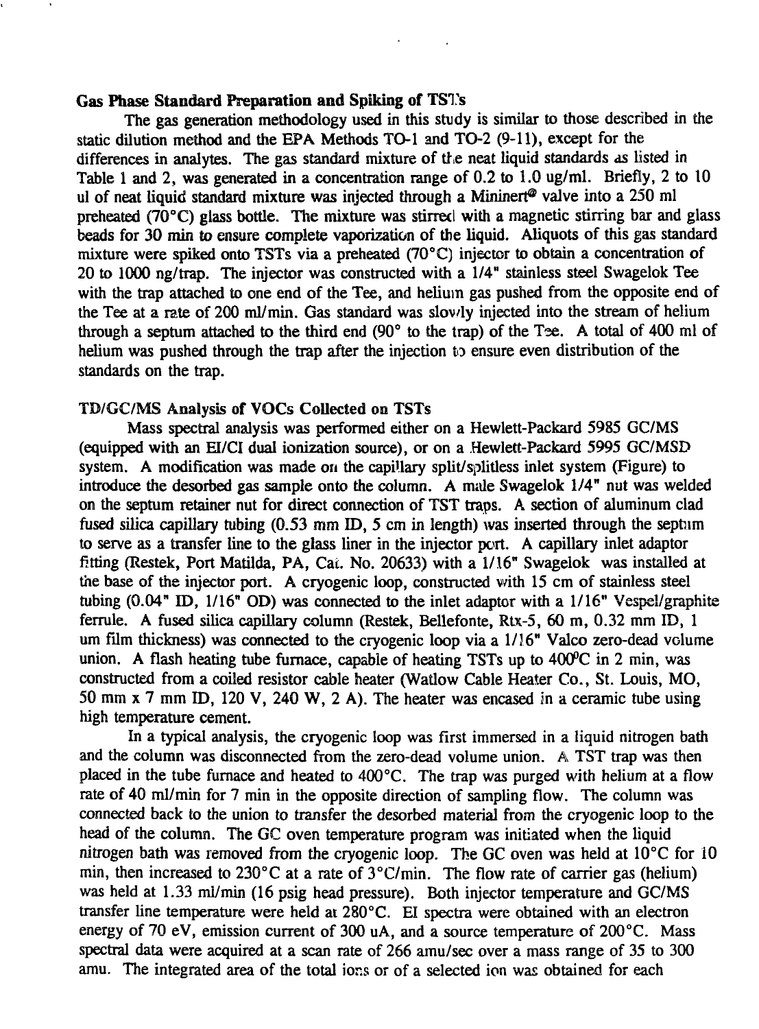**Gas Phase Standard Preparation and Spiking of TSTs**

The gas generation methodology used in this study is similar to those described in the static dilution method and the EPA Methods TO-1 and TO-2 (9-11), except for the differences in analytes. The gas standard mixture of the neat liquid standards as listed in Table 1 and 2, was generated in a concentration range of 0.2 to 1.0 ug/ml. Briefly, 2 to 10 ul of neat liquid standard mixture was injected through a Mininert® valve into a 250 ml preheated (70°C) glass bottle. The mixture was stirred with a magnetic stirring bar and glass beads for 30 min to ensure complete vaporization of the liquid. Aliquots of this gas standard mixture were spiked onto TSTs via a preheated (70°C) injector to obtain a concentration of 20 to 1000 ng/trap. The injector was constructed with a 1/4" stainless steel Swagelok Tee with the trap attached to one end of the Tee, and helium gas pushed from the opposite end of the Tee at a rate of 200 ml/min. Gas standard was slowly injected into the stream of helium through a septum attached to the third end (90° to the trap) of the Tee. A total of 400 ml of helium was pushed through the trap after the injection to ensure even distribution of the standards on the trap.

**TD/GC/MS Analysis of VOCs Collected on TSTs**

Mass spectral analysis was performed either on a Hewlett-Packard 5985 GC/MS (equipped with an EI/CI dual ionization source), or on a Hewlett-Packard 5995 GC/MSD system. A modification was made on the capillary split/splitless inlet system (Figure) to introduce the desorbed gas sample onto the column. A male Swagelok 1/4" nut was welded on the septum retainer nut for direct connection of TST traps. A section of aluminum clad fused silica capillary tubing (0.53 mm ID, 5 cm in length) was inserted through the septum to serve as a transfer line to the glass liner in the injector port. A capillary inlet adaptor fitting (Restek, Port Matilda, PA, Cat. No. 20633) with a 1/16" Swagelok was installed at the base of the injector port. A cryogenic loop, constructed with 15 cm of stainless steel tubing (0.04" ID, 1/16" OD) was connected to the inlet adaptor with a 1/16" Vespel/graphite ferrule. A fused silica capillary column (Restek, Bellefonte, Rtx-5, 60 m, 0.32 mm ID, 1 um film thickness) was connected to the cryogenic loop via a 1/16" Valco zero-dead volume union. A flash heating tube furnace, capable of heating TSTs up to 400°C in 2 min, was constructed from a coiled resistor cable heater (Watlow Cable Heater Co., St. Louis, MO, 50 mm x 7 mm ID, 120 V, 240 W, 2 A). The heater was encased in a ceramic tube using high temperature cement.

In a typical analysis, the cryogenic loop was first immersed in a liquid nitrogen bath and the column was disconnected from the zero-dead volume union. A TST trap was then placed in the tube furnace and heated to 400°C. The trap was purged with helium at a flow rate of 40 ml/min for 7 min in the opposite direction of sampling flow. The column was connected back to the union to transfer the desorbed material from the cryogenic loop to the head of the column. The GC oven temperature program was initiated when the liquid nitrogen bath was removed from the cryogenic loop. The GC oven was held at 10°C for 10 min, then increased to 230°C at a rate of 3°C/min. The flow rate of carrier gas (helium) was held at 1.33 ml/min (16 psig head pressure). Both injector temperature and GC/MS transfer line temperature were held at 280°C. EI spectra were obtained with an electron energy of 70 eV, emission current of 300 uA, and a source temperature of 200°C. Mass spectral data were acquired at a scan rate of 266 amu/sec over a mass range of 35 to 300 amu. The integrated area of the total ions or of a selected ion was obtained for each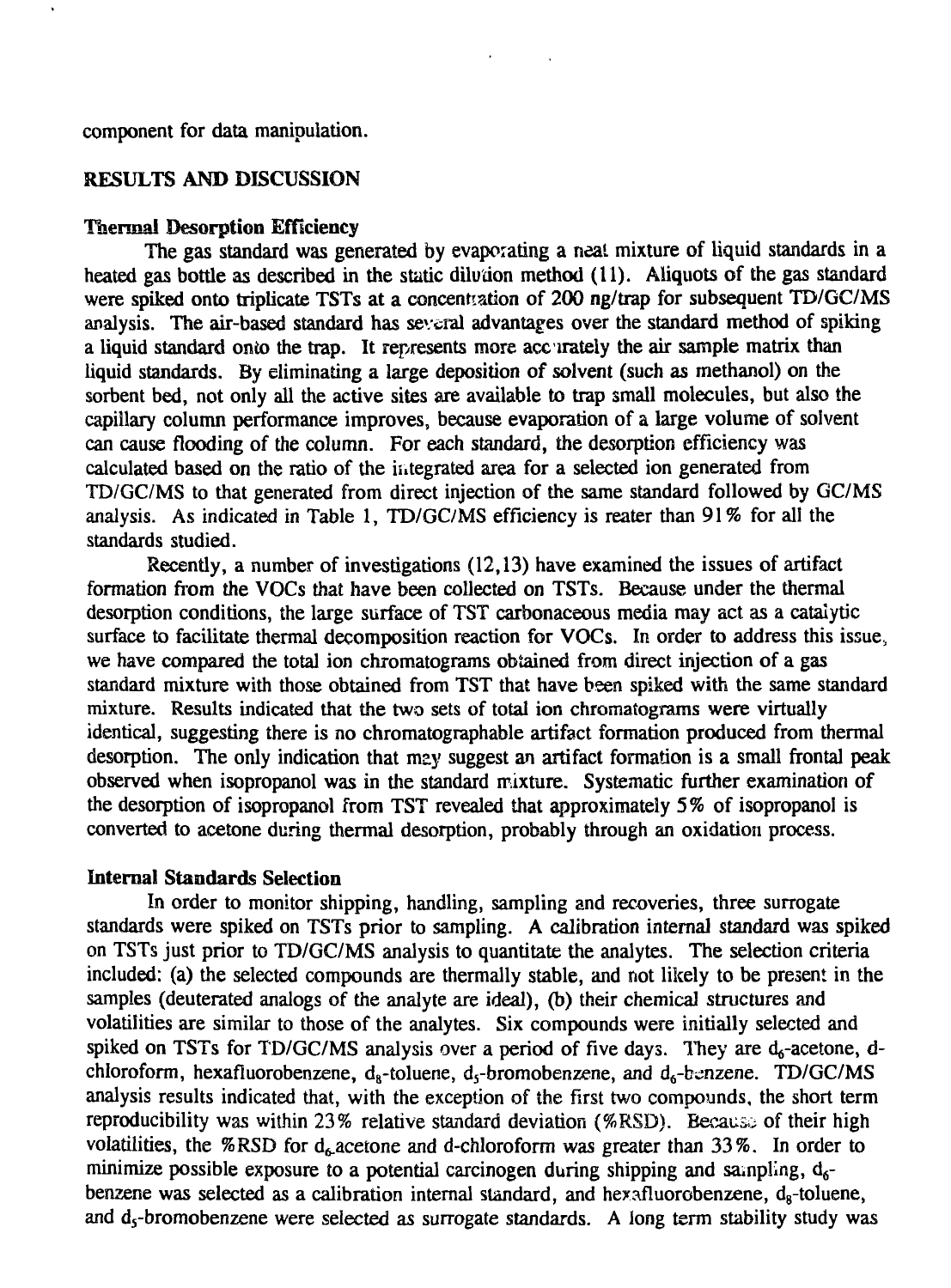component for data manipulation.

## RESULTS AND DISCUSSION

### Thermal Desorption Efficiency

The gas standard was generated by evaporating a neat mixture of liquid standards in a heated gas bottle as described in the static dilution method (11). Aliquots of the gas standard were spiked onto triplicate TSTs at a concentration of 200 ng/trap for subsequent TD/GC/MS analysis. The air-based standard has several advantages over the standard method of spiking a liquid standard onto the trap. It represents more accurately the air sample matrix than liquid standards. By eliminating a large deposition of solvent (such as methanol) on the sorbent bed, not only all the active sites are available to trap small molecules, but also the capillary column performance improves, because evaporation of a large volume of solvent can cause flooding of the column. For each standard, the desorption efficiency was calculated based on the ratio of the integrated area for a selected ion generated from TD/GC/MS to that generated from direct injection of the same standard followed by GC/MS analysis. As indicated in Table 1, TD/GC/MS efficiency is reater than 91% for all the standards studied.

Recently, a number of investigations (12,13) have examined the issues of artifact formation from the VOCs that have been collected on TSTs. Because under the thermal desorption conditions, the large surface of TST carbonaceous media may act as a catalytic surface to facilitate thermal decomposition reaction for VOCs. In order to address this issue, we have compared the total ion chromatograms obtained from direct injection of a gas standard mixture with those obtained from TST that have been spiked with the same standard mixture. Results indicated that the two sets of total ion chromatograms were virtually identical, suggesting there is no chromatographable artifact formation produced from thermal desorption. The only indication that may suggest an artifact formation is a small frontal peak observed when isopropanol was in the standard mixture. Systematic further examination of the desorption of isopropanol from TST revealed that approximately 5% of isopropanol is converted to acetone during thermal desorption, probably through an oxidation process.

### Internal Standards Selection

In order to monitor shipping, handling, sampling and recoveries, three surrogate standards were spiked on TSTs prior to sampling. A calibration internal standard was spiked on TSTs just prior to TD/GC/MS analysis to quantitate the analytes. The selection criteria included: (a) the selected compounds are thermally stable, and not likely to be present in the samples (deuterated analogs of the analyte are ideal), (b) their chemical structures and volatilities are similar to those of the analytes. Six compounds were initially selected and spiked on TSTs for TD/GC/MS analysis over a period of five days. They are $d_6$-acetone, d-chloroform, hexafluorobenzene, $d_8$-toluene, $d_5$-bromobenzene, and $d_6$-benzene. TD/GC/MS analysis results indicated that, with the exception of the first two compounds, the short term reproducibility was within 23% relative standard deviation (%RSD). Because of their high volatilities, the %RSD for $d_6$-acetone and d-chloroform was greater than 33%. In order to minimize possible exposure to a potential carcinogen during shipping and sampling, $d_6$-benzene was selected as a calibration internal standard, and hexafluorobenzene, $d_8$-toluene, and $d_5$-bromobenzene were selected as surrogate standards. A long term stability study was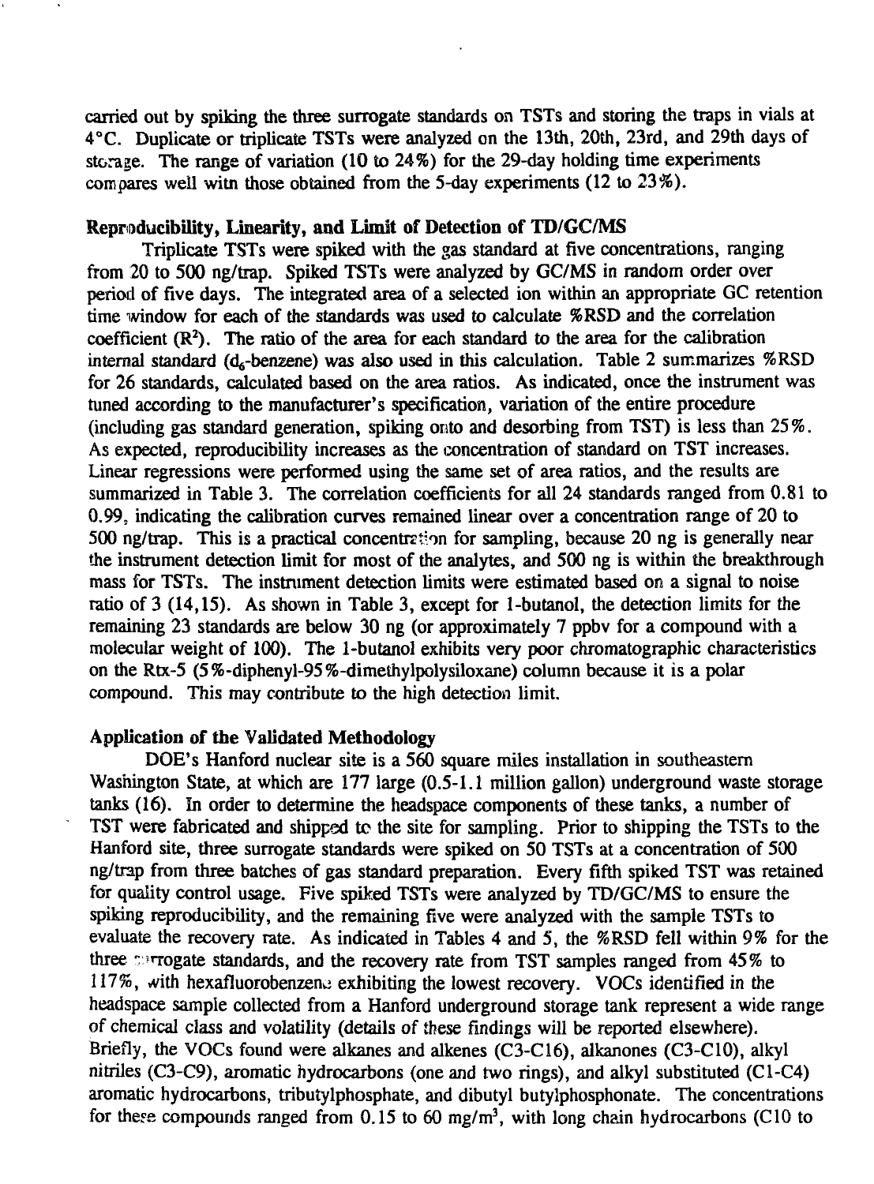carried out by spiking the three surrogate standards on TSTs and storing the traps in vials at 4°C. Duplicate or triplicate TSTs were analyzed on the 13th, 20th, 23rd, and 29th days of storage. The range of variation (10 to 24%) for the 29-day holding time experiments compares well with those obtained from the 5-day experiments (12 to 23%).

### Reproducibility, Linearity, and Limit of Detection of TD/GC/MS

Triplicate TSTs were spiked with the gas standard at five concentrations, ranging from 20 to 500 ng/trap. Spiked TSTs were analyzed by GC/MS in random order over period of five days. The integrated area of a selected ion within an appropriate GC retention time window for each of the standards was used to calculate %RSD and the correlation coefficient ($R^2$). The ratio of the area for each standard to the area for the calibration internal standard ($d_6$-benzene) was also used in this calculation. Table 2 summarizes %RSD for 26 standards, calculated based on the area ratios. As indicated, once the instrument was tuned according to the manufacturer's specification, variation of the entire procedure (including gas standard generation, spiking onto and desorbing from TST) is less than 25%. As expected, reproducibility increases as the concentration of standard on TST increases. Linear regressions were performed using the same set of area ratios, and the results are summarized in Table 3. The correlation coefficients for all 24 standards ranged from 0.81 to 0.99, indicating the calibration curves remained linear over a concentration range of 20 to 500 ng/trap. This is a practical concentration for sampling, because 20 ng is generally near the instrument detection limit for most of the analytes, and 500 ng is within the breakthrough mass for TSTs. The instrument detection limits were estimated based on a signal to noise ratio of 3 (14,15). As shown in Table 3, except for 1-butanol, the detection limits for the remaining 23 standards are below 30 ng (or approximately 7 ppbv for a compound with a molecular weight of 100). The 1-butanol exhibits very poor chromatographic characteristics on the Rtx-5 (5%-diphenyl-95%-dimethylpolysiloxane) column because it is a polar compound. This may contribute to the high detection limit.

### Application of the Validated Methodology

DOE's Hanford nuclear site is a 560 square miles installation in southeastern Washington State, at which are 177 large (0.5-1.1 million gallon) underground waste storage tanks (16). In order to determine the headspace components of these tanks, a number of TST were fabricated and shipped to the site for sampling. Prior to shipping the TSTs to the Hanford site, three surrogate standards were spiked on 50 TSTs at a concentration of 500 ng/trap from three batches of gas standard preparation. Every fifth spiked TST was retained for quality control usage. Five spiked TSTs were analyzed by TD/GC/MS to ensure the spiking reproducibility, and the remaining five were analyzed with the sample TSTs to evaluate the recovery rate. As indicated in Tables 4 and 5, the %RSD fell within 9% for the three surrogate standards, and the recovery rate from TST samples ranged from 45% to 117%, with hexafluorobenzene exhibiting the lowest recovery. VOCs identified in the headspace sample collected from a Hanford underground storage tank represent a wide range of chemical class and volatility (details of these findings will be reported elsewhere). Briefly, the VOCs found were alkanes and alkenes (C3-C16), alkanones (C3-C10), alkyl nitriles (C3-C9), aromatic hydrocarbons (one and two rings), and alkyl substituted (C1-C4) aromatic hydrocarbons, tributylphosphate, and dibutyl butylphosphonate. The concentrations for these compounds ranged from 0.15 to 60 mg/m$^3$, with long chain hydrocarbons (C10 to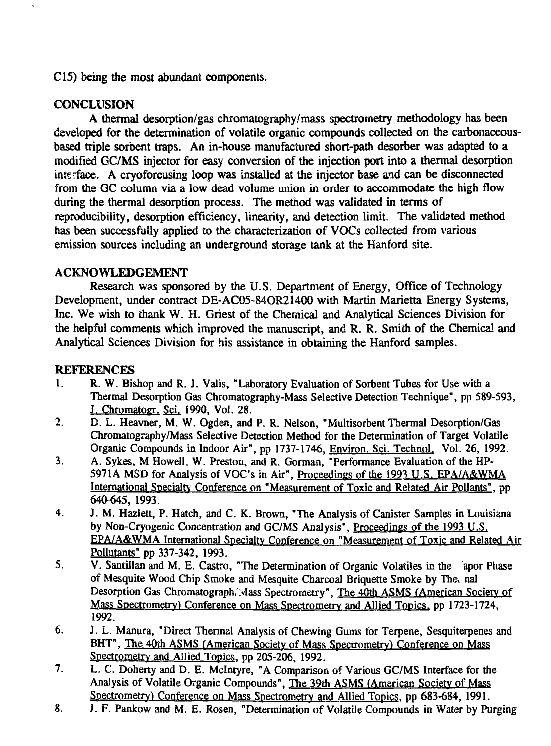C15) being the most abundant components.

## CONCLUSION

A thermal desorption/gas chromatography/mass spectrometry methodology has been developed for the determination of volatile organic compounds collected on the carbonaceous-based triple sorbent traps. An in-house manufactured short-path desorber was adapted to a modified GC/MS injector for easy conversion of the injection port into a thermal desorption interface. A cryoforcusing loop was installed at the injector base and can be disconnected from the GC column via a low dead volume union in order to accommodate the high flow during the thermal desorption process. The method was validated in terms of reproducibility, desorption efficiency, linearity, and detection limit. The validated method has been successfully applied to the characterization of VOCs collected from various emission sources including an underground storage tank at the Hanford site.

## ACKNOWLEDGEMENT

Research was sponsored by the U.S. Department of Energy, Office of Technology Development, under contract DE-AC05-84OR21400 with Martin Marietta Energy Systems, Inc. We wish to thank W. H. Griest of the Chemical and Analytical Sciences Division for the helpful comments which improved the manuscript, and R. R. Smith of the Chemical and Analytical Sciences Division for his assistance in obtaining the Hanford samples.

## REFERENCES

1. R. W. Bishop and R. J. Valis, "Laboratory Evaluation of Sorbent Tubes for Use with a Thermal Desorption Gas Chromatography-Mass Selective Detection Technique", pp 589-593, J. Chromatogr. Sci. 1990, Vol. 28.
2. D. L. Heavner, M. W. Ogden, and P. R. Nelson, "Multisorbent Thermal Desorption/Gas Chromatography/Mass Selective Detection Method for the Determination of Target Volatile Organic Compounds in Indoor Air", pp 1737-1746, Environ. Sci. Technol. Vol. 26, 1992.
3. A. Sykes, M Howell, W. Preston, and R. Gorman, "Performance Evaluation of the HP-5971A MSD for Analysis of VOC's in Air", Proceedings of the 1993 U.S. EPA/A&WMA International Specialty Conference on "Measurement of Toxic and Related Air Pollants", pp 640-645, 1993.
4. J. M. Hazlett, P. Hatch, and C. K. Brown, "The Analysis of Canister Samples in Louisiana by Non-Cryogenic Concentration and GC/MS Analysis", Proceedings of the 1993 U.S. EPA/A&WMA International Specialty Conference on "Measurement of Toxic and Related Air Pollutants" pp 337-342, 1993.
5. V. Santillan and M. E. Castro, "The Determination of Organic Volatiles in the Vapor Phase of Mesquite Wood Chip Smoke and Mesquite Charcoal Briquette Smoke by Thermal Desorption Gas Chromatography/Mass Spectrometry", The 40th ASMS (American Society of Mass Spectrometry) Conference on Mass Spectrometry and Allied Topics, pp 1723-1724, 1992.
6. J. L. Manura, "Direct Thermal Analysis of Chewing Gums for Terpene, Sesquiterpenes and BHT", The 40th ASMS (American Society of Mass Spectrometry) Conference on Mass Spectrometry and Allied Topics, pp 205-206, 1992.
7. L. C. Doherty and D. E. McIntyre, "A Comparison of Various GC/MS Interface for the Analysis of Volatile Organic Compounds", The 39th ASMS (American Society of Mass Spectrometry) Conference on Mass Spectrometry and Allied Topics, pp 683-684, 1991.
8. J. F. Pankow and M. E. Rosen, "Determination of Volatile Compounds in Water by Purging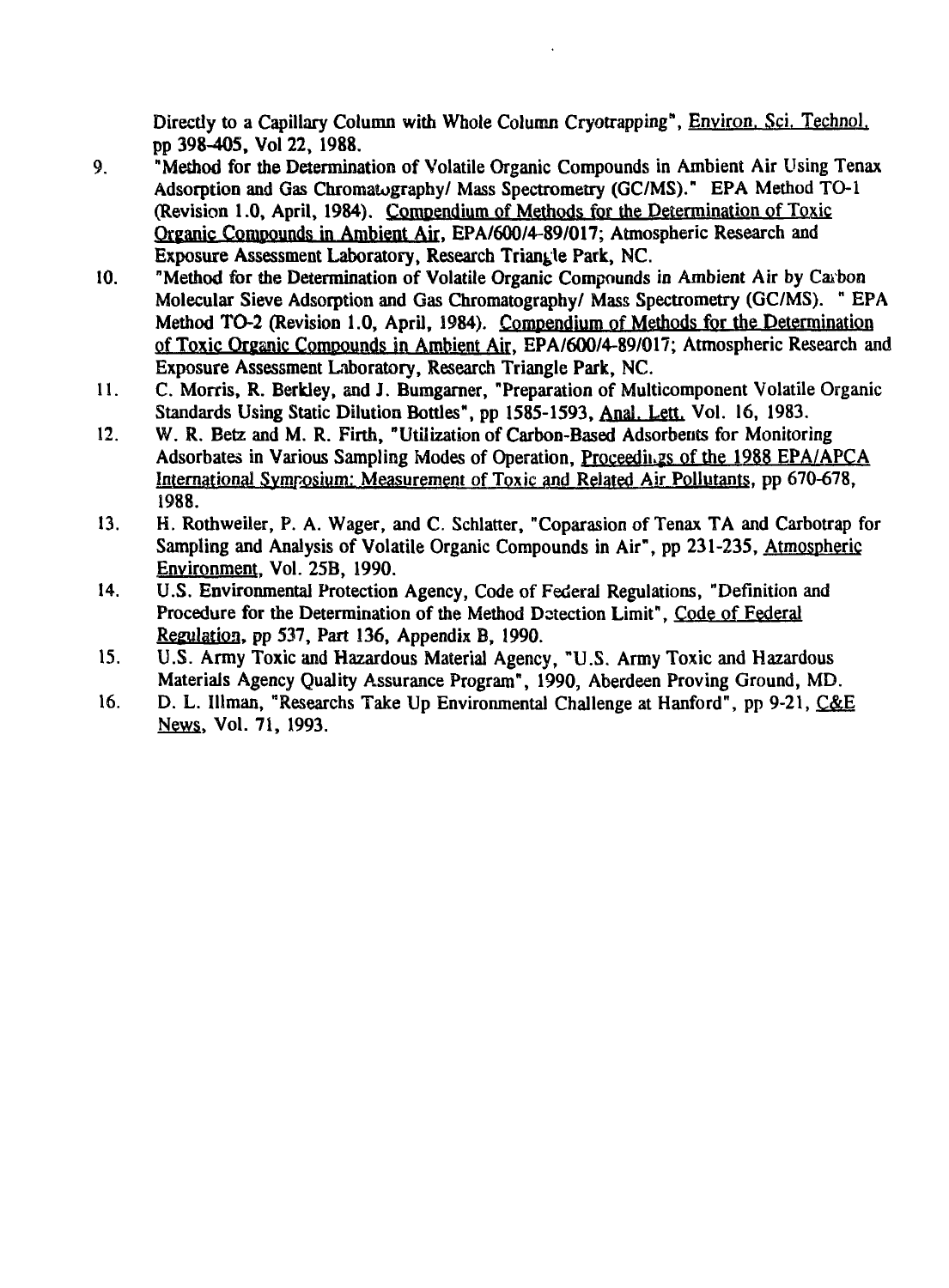Directly to a Capillary Column with Whole Column Cryotrapping", Environ. Sci. Technol. pp 398-405, Vol 22, 1988.

9. "Method for the Determination of Volatile Organic Compounds in Ambient Air Using Tenax Adsorption and Gas Chromatography/ Mass Spectrometry (GC/MS)." EPA Method TO-1 (Revision 1.0, April, 1984). Compendium of Methods for the Determination of Toxic Organic Compounds in Ambient Air, EPA/600/4-89/017; Atmospheric Research and Exposure Assessment Laboratory, Research Triangle Park, NC.
10. "Method for the Determination of Volatile Organic Compounds in Ambient Air by Carbon Molecular Sieve Adsorption and Gas Chromatography/ Mass Spectrometry (GC/MS). " EPA Method TO-2 (Revision 1.0, April, 1984). Compendium of Methods for the Determination of Toxic Organic Compounds in Ambient Air, EPA/600/4-89/017; Atmospheric Research and Exposure Assessment Laboratory, Research Triangle Park, NC.
11. C. Morris, R. Berkley, and J. Bumgarner, "Preparation of Multicomponent Volatile Organic Standards Using Static Dilution Bottles", pp 1585-1593, Anal. Lett. Vol. 16, 1983.
12. W. R. Betz and M. R. Firth, "Utilization of Carbon-Based Adsorbents for Monitoring Adsorbates in Various Sampling Modes of Operation, Proceedings of the 1988 EPA/APCA International Symposium: Measurement of Toxic and Related Air Pollutants, pp 670-678, 1988.
13. H. Rothweiler, P. A. Wager, and C. Schlatter, "Coparasion of Tenax TA and Carbotrap for Sampling and Analysis of Volatile Organic Compounds in Air", pp 231-235, Atmospheric Environment, Vol. 25B, 1990.
14. U.S. Environmental Protection Agency, Code of Federal Regulations, "Definition and Procedure for the Determination of the Method Detection Limit", Code of Federal Regulation, pp 537, Part 136, Appendix B, 1990.
15. U.S. Army Toxic and Hazardous Material Agency, "U.S. Army Toxic and Hazardous Materials Agency Quality Assurance Program", 1990, Aberdeen Proving Ground, MD.
16. D. L. Illman, "Researchs Take Up Environmental Challenge at Hanford", pp 9-21, C&E News, Vol. 71, 1993.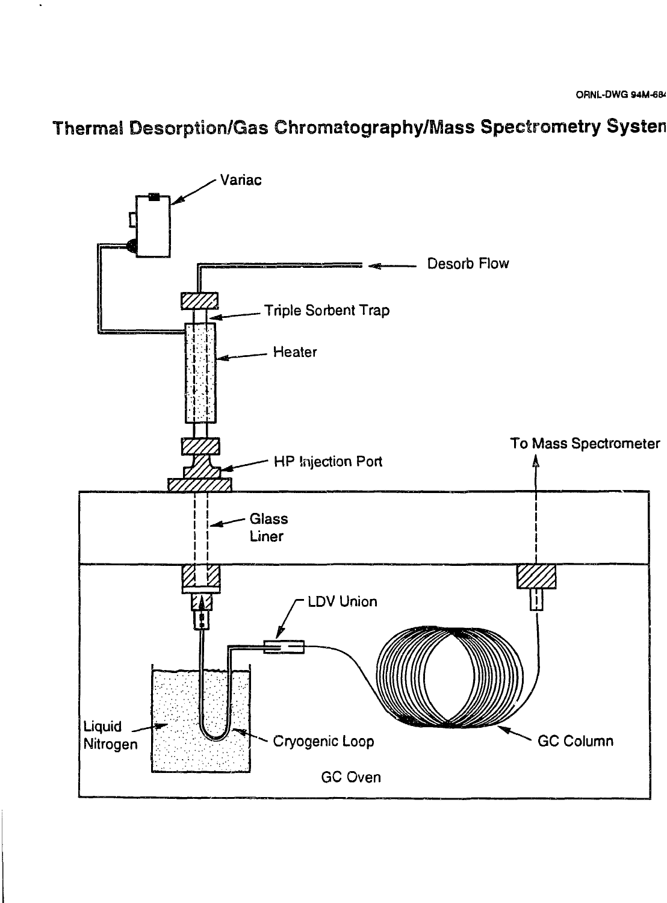ORNL-DWG 94M-684

# Thermal Desorption/Gas Chromatography/Mass Spectrometry System

Variac

Desorb Flow

Triple Sorbent Trap

Heater

HP Injection Port

To Mass Spectrometer

Glass Liner

LDV Union

Liquid Nitrogen

Cryogenic Loop

GC Column

GC Oven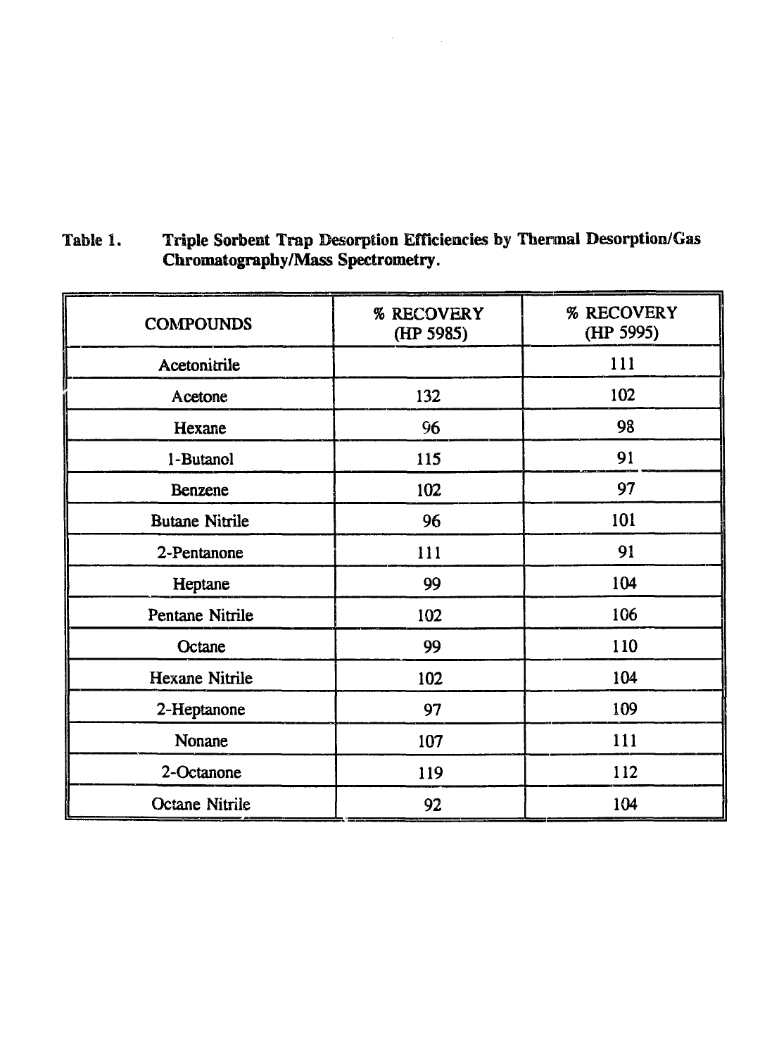Table 1. Triple Sorbent Trap Desorption Efficiencies by Thermal Desorption/Gas Chromatography/Mass Spectrometry.

| COMPOUNDS | % RECOVERY (HP 5985) | % RECOVERY (HP 5995) |
|---|---|---|
| Acetonitrile | | 111 |
| Acetone | 132 | 102 |
| Hexane | 96 | 98 |
| 1-Butanol | 115 | 91 |
| Benzene | 102 | 97 |
| Butane Nitrile | 96 | 101 |
| 2-Pentanone | 111 | 91 |
| Heptane | 99 | 104 |
| Pentane Nitrile | 102 | 106 |
| Octane | 99 | 110 |
| Hexane Nitrile | 102 | 104 |
| 2-Heptanone | 97 | 109 |
| Nonane | 107 | 111 |
| 2-Octanone | 119 | 112 |
| Octane Nitrile | 92 | 104 |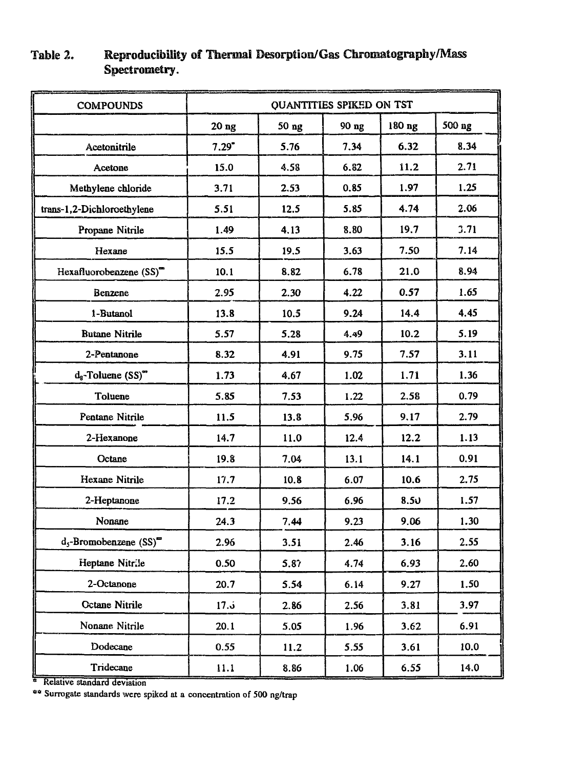**Table 2. Reproducibility of Thermal Desorption/Gas Chromatography/Mass Spectrometry.**

| COMPOUNDS | QUANTITIES SPIKED ON TST | | | | |
|---|---|---|---|---|---|
| | 20 ng | 50 ng | 90 ng | 180 ng | 500 ng |
| Acetonitrile | 7.29* | 5.76 | 7.34 | 6.32 | 8.34 |
| Acetone | 15.0 | 4.58 | 6.82 | 11.2 | 2.71 |
| Methylene chloride | 3.71 | 2.53 | 0.85 | 1.97 | 1.25 |
| trans-1,2-Dichloroethylene | 5.51 | 12.5 | 5.85 | 4.74 | 2.06 |
| Propane Nitrile | 1.49 | 4.13 | 8.80 | 19.7 | 3.71 |
| Hexane | 15.5 | 19.5 | 3.63 | 7.50 | 7.14 |
| Hexafluorobenzene (SS)** | 10.1 | 8.82 | 6.78 | 21.0 | 8.94 |
| Benzene | 2.95 | 2.30 | 4.22 | 0.57 | 1.65 |
| 1-Butanol | 13.8 | 10.5 | 9.24 | 14.4 | 4.45 |
| Butane Nitrile | 5.57 | 5.28 | 4.49 | 10.2 | 5.19 |
| 2-Pentanone | 8.32 | 4.91 | 9.75 | 7.57 | 3.11 |
| $d_8$-Toluene (SS)** | 1.73 | 4.67 | 1.02 | 1.71 | 1.36 |
| Toluene | 5.85 | 7.53 | 1.22 | 2.58 | 0.79 |
| Pentane Nitrile | 11.5 | 13.8 | 5.96 | 9.17 | 2.79 |
| 2-Hexanone | 14.7 | 11.0 | 12.4 | 12.2 | 1.13 |
| Octane | 19.8 | 7.04 | 13.1 | 14.1 | 0.91 |
| Hexane Nitrile | 17.7 | 10.8 | 6.07 | 10.6 | 2.75 |
| 2-Heptanone | 17.2 | 9.56 | 6.96 | 8.50 | 1.57 |
| Nonane | 24.3 | 7.44 | 9.23 | 9.06 | 1.30 |
| $d_5$-Bromobenzene (SS)** | 2.96 | 3.51 | 2.46 | 3.16 | 2.55 |
| Heptane Nitrile | 0.50 | 5.87 | 4.74 | 6.93 | 2.60 |
| 2-Octanone | 20.7 | 5.54 | 6.14 | 9.27 | 1.50 |
| Octane Nitrile | 17.3 | 2.86 | 2.56 | 3.81 | 3.97 |
| Nonane Nitrile | 20.1 | 5.05 | 1.96 | 3.62 | 6.91 |
| Dodecane | 0.55 | 11.2 | 5.55 | 3.61 | 10.0 |
| Tridecane | 11.1 | 8.86 | 1.06 | 6.55 | 14.0 |

\* Relative standard deviation

\*\* Surrogate standards were spiked at a concentration of 500 ng/trap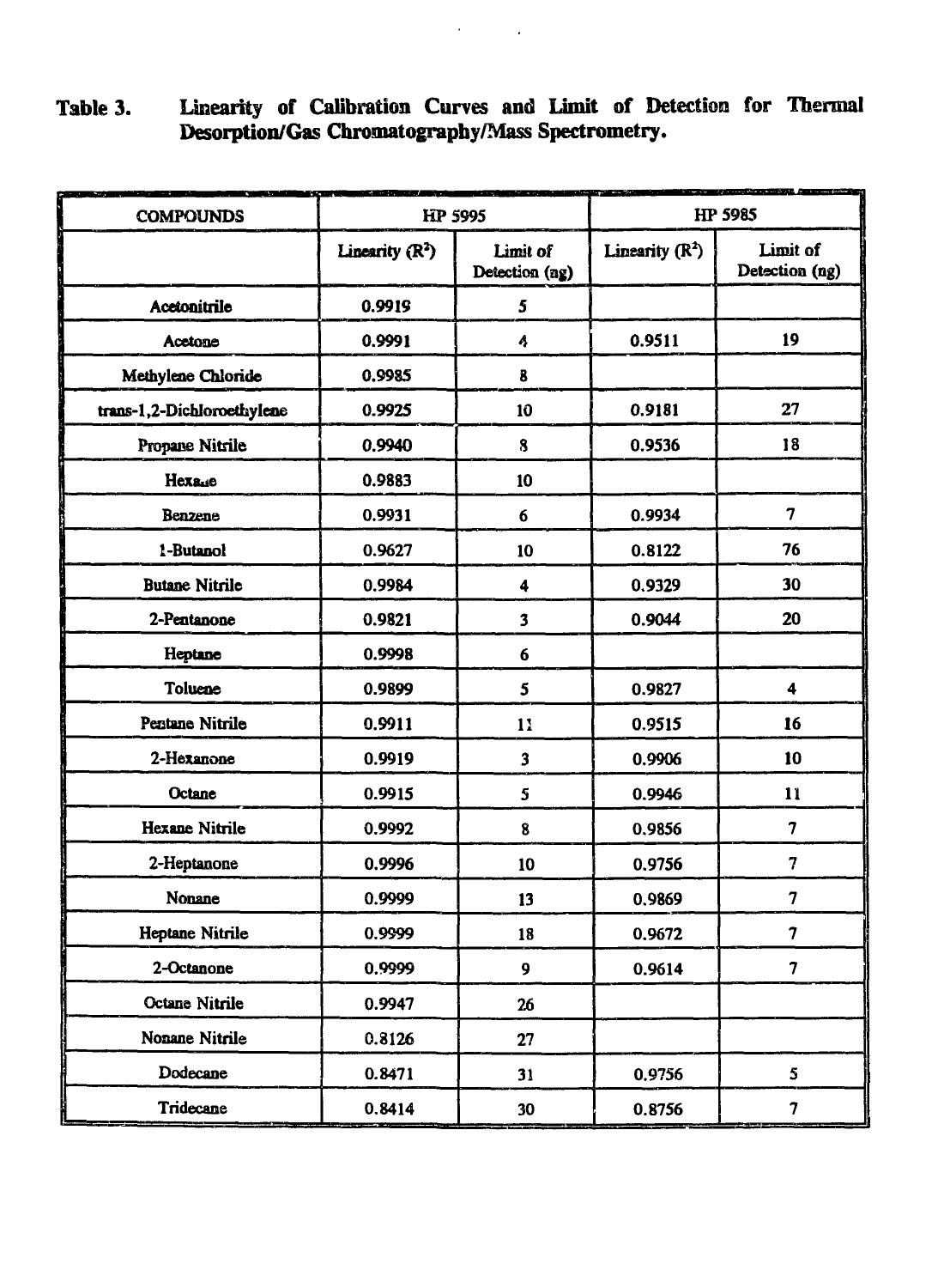**Table 3.** **Linearity of Calibration Curves and Limit of Detection for Thermal Desorption/Gas Chromatography/Mass Spectrometry.**

| COMPOUNDS | HP 5995 | | HP 5985 | |
|---|---|---|---|---|
| | Linearity ($R^2$) | Limit of Detection (ng) | Linearity ($R^2$) | Limit of Detection (ng) |
| Acetonitrile | 0.9919 | 5 | | |
| Acetone | 0.9991 | 4 | 0.9511 | 19 |
| Methylene Chloride | 0.9985 | 8 | | |
| trans-1,2-Dichloroethylene | 0.9925 | 10 | 0.9181 | 27 |
| Propane Nitrile | 0.9940 | 8 | 0.9536 | 18 |
| Hexane | 0.9883 | 10 | | |
| Benzene | 0.9931 | 6 | 0.9934 | 7 |
| 1-Butanol | 0.9627 | 10 | 0.8122 | 76 |
| Butane Nitrile | 0.9984 | 4 | 0.9329 | 30 |
| 2-Pentanone | 0.9821 | 3 | 0.9044 | 20 |
| Heptane | 0.9998 | 6 | | |
| Toluene | 0.9899 | 5 | 0.9827 | 4 |
| Pentane Nitrile | 0.9911 | 11 | 0.9515 | 16 |
| 2-Hexanone | 0.9919 | 3 | 0.9906 | 10 |
| Octane | 0.9915 | 5 | 0.9946 | 11 |
| Hexane Nitrile | 0.9992 | 8 | 0.9856 | 7 |
| 2-Heptanone | 0.9996 | 10 | 0.9756 | 7 |
| Nonane | 0.9999 | 13 | 0.9869 | 7 |
| Heptane Nitrile | 0.9999 | 18 | 0.9672 | 7 |
| 2-Octanone | 0.9999 | 9 | 0.9614 | 7 |
| Octane Nitrile | 0.9947 | 26 | | |
| Nonane Nitrile | 0.8126 | 27 | | |
| Dodecane | 0.8471 | 31 | 0.9756 | 5 |
| Tridecane | 0.8414 | 30 | 0.8756 | 7 |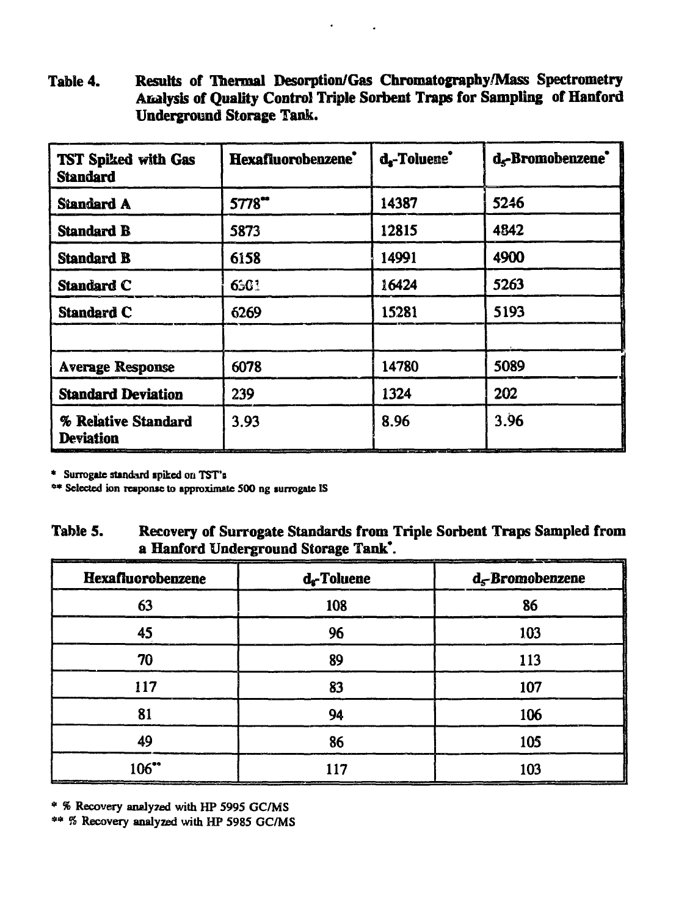**Table 4. Results of Thermal Desorption/Gas Chromatography/Mass Spectrometry Analysis of Quality Control Triple Sorbent Traps for Sampling of Hanford Underground Storage Tank.**

| TST Spiked with Gas Standard | Hexafluorobenzene* | $d_8$-Toluene* | $d_5$-Bromobenzene* |
|---|---|---|---|
| Standard A | 5778** | 14387 | 5246 |
| Standard B | 5873 | 12815 | 4842 |
| Standard B | 6158 | 14991 | 4900 |
| Standard C | 6301 | 16424 | 5263 |
| Standard C | 6269 | 15281 | 5193 |
| | | | |
| Average Response | 6078 | 14780 | 5089 |
| Standard Deviation | 239 | 1324 | 202 |
| % Relative Standard Deviation | 3.93 | 8.96 | 3.96 |

\* Surrogate standard spiked on TST's

** Selected ion response to approximate 500 ng surrogate IS

**Table 5. Recovery of Surrogate Standards from Triple Sorbent Traps Sampled from a Hanford Underground Storage Tank*.**

| Hexafluorobenzene | $d_8$-Toluene | $d_5$-Bromobenzene |
|---|---|---|
| 63 | 108 | 86 |
| 45 | 96 | 103 |
| 70 | 89 | 113 |
| 117 | 83 | 107 |
| 81 | 94 | 106 |
| 49 | 86 | 105 |
| 106** | 117 | 103 |

\* % Recovery analyzed with HP 5995 GC/MS

** % Recovery analyzed with HP 5985 GC/MS